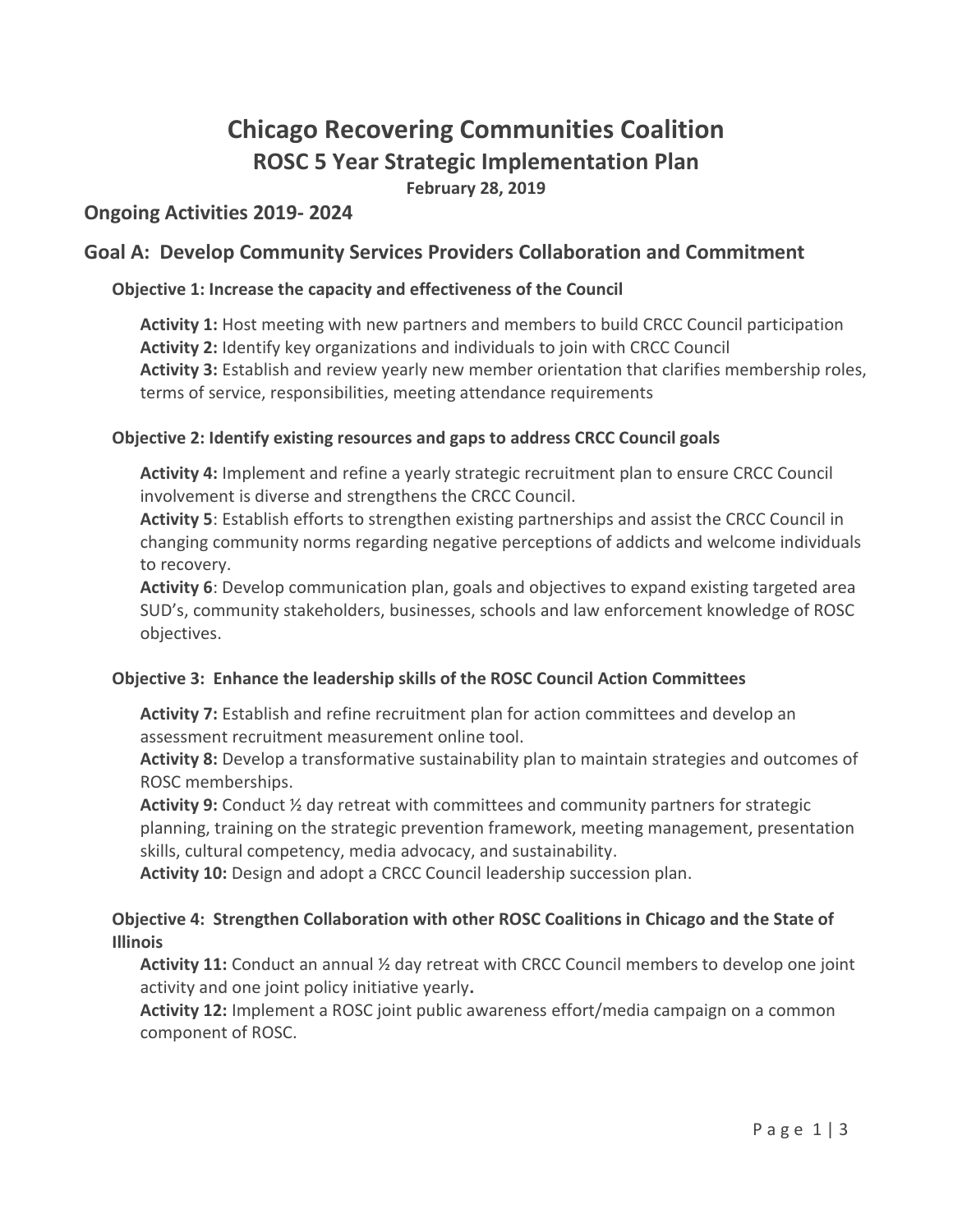# Chicago Recovering Communities Coalition

## ROSC 5 Year Strategic Implementation Plan

**February 28, 2019**

## Ongoing Activities 2019- 2024

## Goal A: Develop Community Services Providers Collaboration and Commitment

### Objective 1: Increase the capacity and effectiveness of the Council

**Activity 1:** Host meeting with new partners and members to build CRCC Council participation
**Activity 2:** Identify key organizations and individuals to join with CRCC Council
**Activity 3:** Establish and review yearly new member orientation that clarifies membership roles, terms of service, responsibilities, meeting attendance requirements

### Objective 2: Identify existing resources and gaps to address CRCC Council goals

**Activity 4:** Implement and refine a yearly strategic recruitment plan to ensure CRCC Council involvement is diverse and strengthens the CRCC Council.
**Activity 5**: Establish efforts to strengthen existing partnerships and assist the CRCC Council in changing community norms regarding negative perceptions of addicts and welcome individuals to recovery.
**Activity 6**: Develop communication plan, goals and objectives to expand existing targeted area SUD's, community stakeholders, businesses, schools and law enforcement knowledge of ROSC objectives.

### Objective 3: Enhance the leadership skills of the ROSC Council Action Committees

**Activity 7:** Establish and refine recruitment plan for action committees and develop an assessment recruitment measurement online tool.
**Activity 8:** Develop a transformative sustainability plan to maintain strategies and outcomes of ROSC memberships.
**Activity 9:** Conduct ½ day retreat with committees and community partners for strategic planning, training on the strategic prevention framework, meeting management, presentation skills, cultural competency, media advocacy, and sustainability.
**Activity 10:** Design and adopt a CRCC Council leadership succession plan.

### Objective 4: Strengthen Collaboration with other ROSC Coalitions in Chicago and the State of Illinois

**Activity 11:** Conduct an annual ½ day retreat with CRCC Council members to develop one joint activity and one joint policy initiative yearly**.**
**Activity 12:** Implement a ROSC joint public awareness effort/media campaign on a common component of ROSC.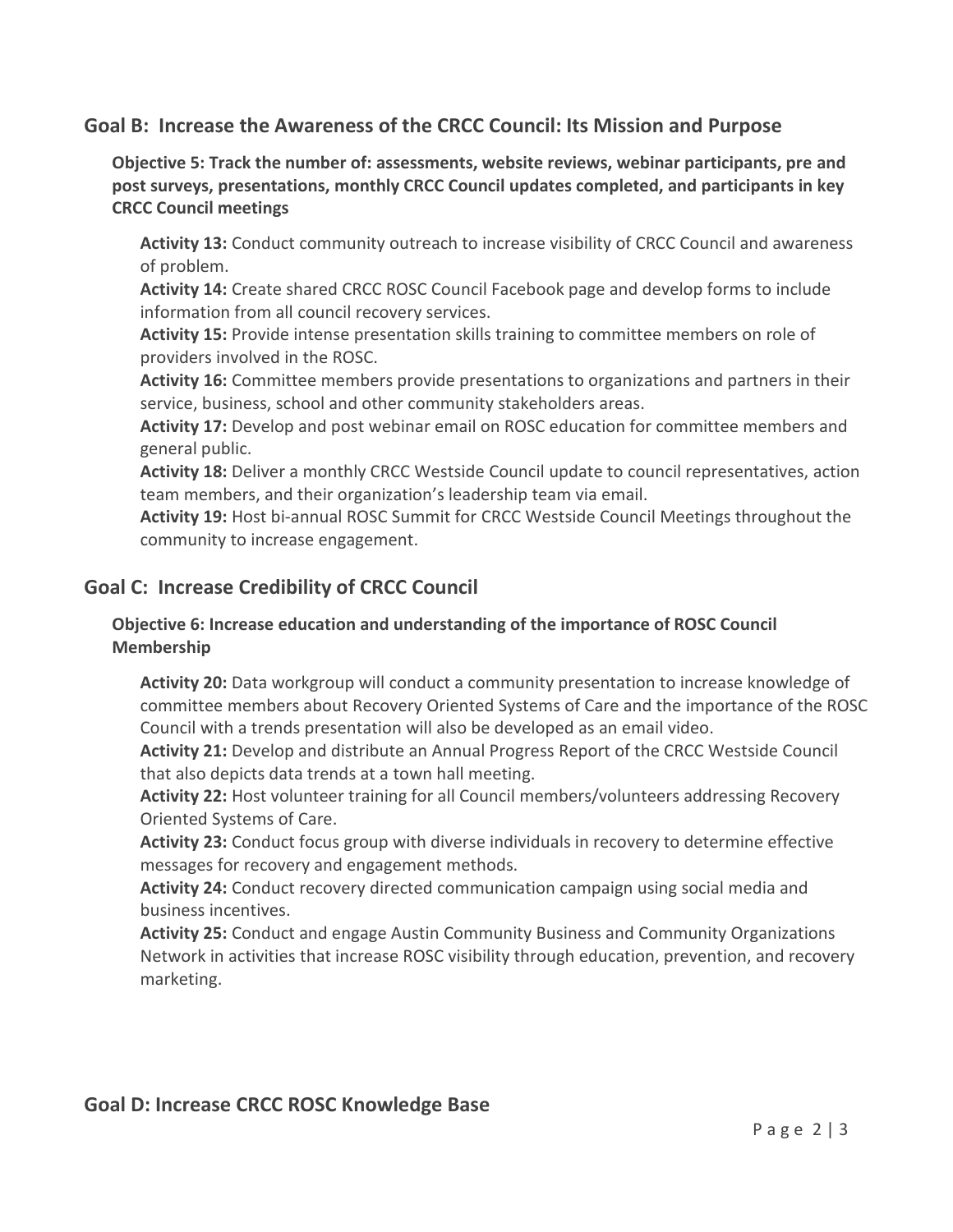## Goal B: Increase the Awareness of the CRCC Council: Its Mission and Purpose

### Objective 5: Track the number of: assessments, website reviews, webinar participants, pre and post surveys, presentations, monthly CRCC Council updates completed, and participants in key CRCC Council meetings

**Activity 13:** Conduct community outreach to increase visibility of CRCC Council and awareness of problem.

**Activity 14:** Create shared CRCC ROSC Council Facebook page and develop forms to include information from all council recovery services.

**Activity 15:** Provide intense presentation skills training to committee members on role of providers involved in the ROSC.

**Activity 16:** Committee members provide presentations to organizations and partners in their service, business, school and other community stakeholders areas.

**Activity 17:** Develop and post webinar email on ROSC education for committee members and general public.

**Activity 18:** Deliver a monthly CRCC Westside Council update to council representatives, action team members, and their organization's leadership team via email.

**Activity 19:** Host bi-annual ROSC Summit for CRCC Westside Council Meetings throughout the community to increase engagement.

## Goal C: Increase Credibility of CRCC Council

### Objective 6: Increase education and understanding of the importance of ROSC Council Membership

**Activity 20:** Data workgroup will conduct a community presentation to increase knowledge of committee members about Recovery Oriented Systems of Care and the importance of the ROSC Council with a trends presentation will also be developed as an email video.

**Activity 21:** Develop and distribute an Annual Progress Report of the CRCC Westside Council that also depicts data trends at a town hall meeting.

**Activity 22:** Host volunteer training for all Council members/volunteers addressing Recovery Oriented Systems of Care.

**Activity 23:** Conduct focus group with diverse individuals in recovery to determine effective messages for recovery and engagement methods.

**Activity 24:** Conduct recovery directed communication campaign using social media and business incentives.

**Activity 25:** Conduct and engage Austin Community Business and Community Organizations Network in activities that increase ROSC visibility through education, prevention, and recovery marketing.

## Goal D: Increase CRCC ROSC Knowledge Base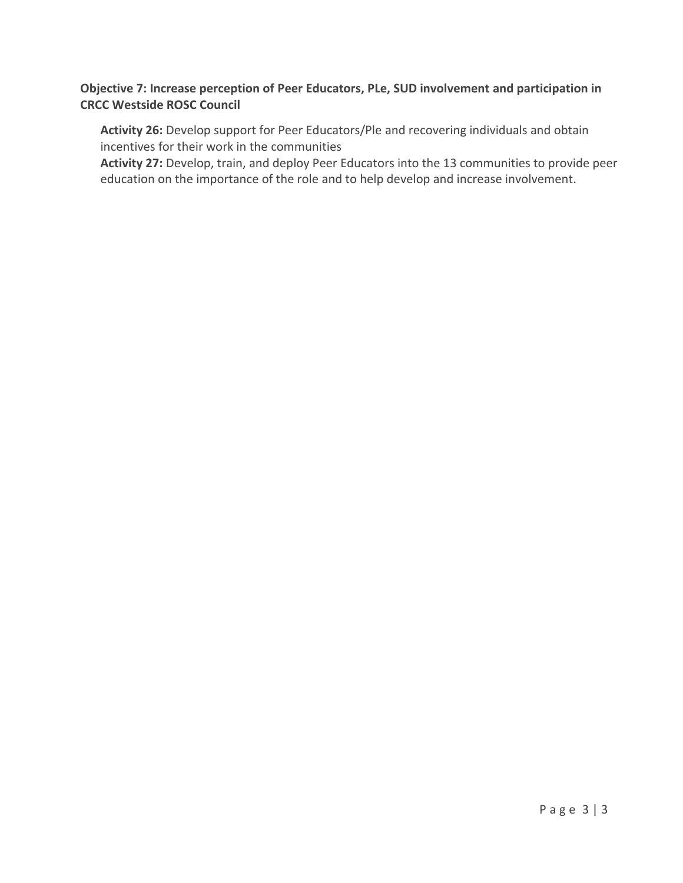**Objective 7: Increase perception of Peer Educators, PLe, SUD involvement and participation in CRCC Westside ROSC Council**

**Activity 26:** Develop support for Peer Educators/Ple and recovering individuals and obtain incentives for their work in the communities

**Activity 27:** Develop, train, and deploy Peer Educators into the 13 communities to provide peer education on the importance of the role and to help develop and increase involvement.